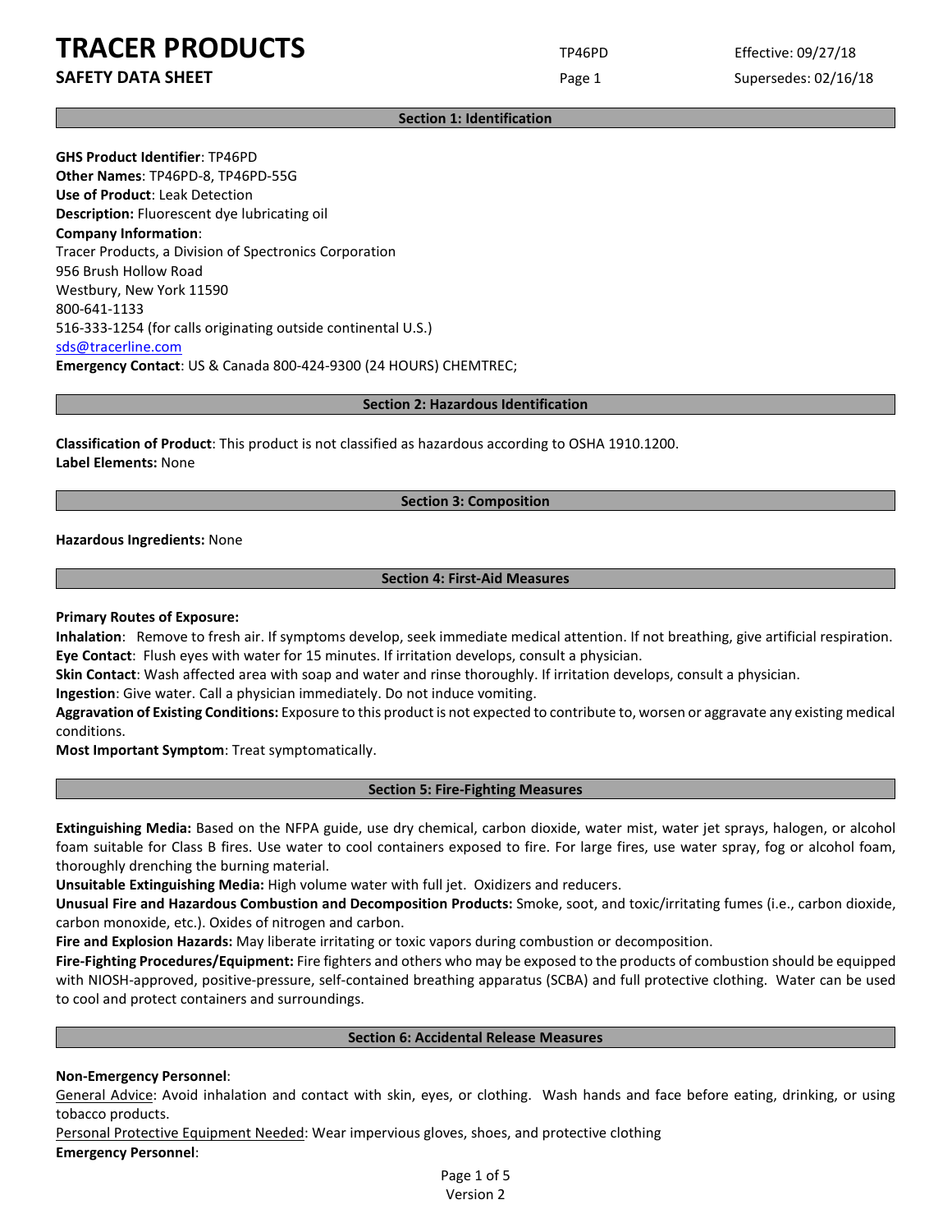# TRACER PRODUCTS

## SAFETY DATA SHEET

TP46PD

Effective: 09/27/18

Supersedes: 02/16/18

## Section 1: Identification

**GHS Product Identifier**: TP46PD
**Other Names**: TP46PD-8, TP46PD-55G
**Use of Product**: Leak Detection
**Description:** Fluorescent dye lubricating oil
**Company Information**:
Tracer Products, a Division of Spectronics Corporation
956 Brush Hollow Road
Westbury, New York 11590
800-641-1133
516-333-1254 (for calls originating outside continental U.S.)
sds@tracerline.com
**Emergency Contact**: US & Canada 800-424-9300 (24 HOURS) CHEMTREC;

## Section 2: Hazardous Identification

**Classification of Product**: This product is not classified as hazardous according to OSHA 1910.1200.
**Label Elements:** None

## Section 3: Composition

**Hazardous Ingredients:** None

## Section 4: First-Aid Measures

**Primary Routes of Exposure:**
**Inhalation**: Remove to fresh air. If symptoms develop, seek immediate medical attention. If not breathing, give artificial respiration.
**Eye Contact**: Flush eyes with water for 15 minutes. If irritation develops, consult a physician.
**Skin Contact**: Wash affected area with soap and water and rinse thoroughly. If irritation develops, consult a physician.
**Ingestion**: Give water. Call a physician immediately. Do not induce vomiting.
**Aggravation of Existing Conditions:** Exposure to this product is not expected to contribute to, worsen or aggravate any existing medical conditions.
**Most Important Symptom**: Treat symptomatically.

## Section 5: Fire-Fighting Measures

**Extinguishing Media:** Based on the NFPA guide, use dry chemical, carbon dioxide, water mist, water jet sprays, halogen, or alcohol foam suitable for Class B fires. Use water to cool containers exposed to fire. For large fires, use water spray, fog or alcohol foam, thoroughly drenching the burning material.
**Unsuitable Extinguishing Media:** High volume water with full jet. Oxidizers and reducers.
**Unusual Fire and Hazardous Combustion and Decomposition Products:** Smoke, soot, and toxic/irritating fumes (i.e., carbon dioxide, carbon monoxide, etc.). Oxides of nitrogen and carbon.
**Fire and Explosion Hazards:** May liberate irritating or toxic vapors during combustion or decomposition.
**Fire-Fighting Procedures/Equipment:** Fire fighters and others who may be exposed to the products of combustion should be equipped with NIOSH-approved, positive-pressure, self-contained breathing apparatus (SCBA) and full protective clothing. Water can be used to cool and protect containers and surroundings.

## Section 6: Accidental Release Measures

**Non-Emergency Personnel**:
General Advice: Avoid inhalation and contact with skin, eyes, or clothing. Wash hands and face before eating, drinking, or using tobacco products.
Personal Protective Equipment Needed: Wear impervious gloves, shoes, and protective clothing
**Emergency Personnel**: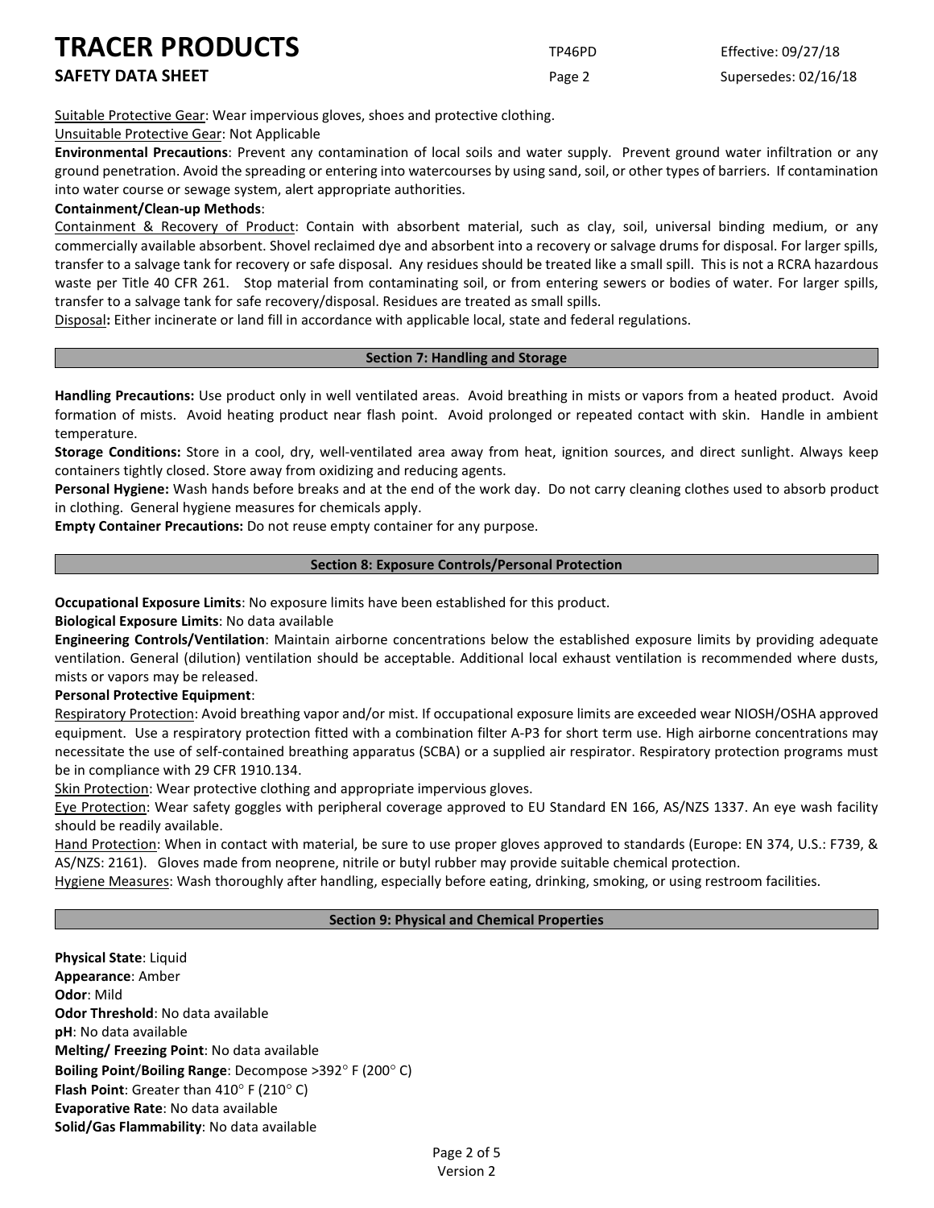Suitable Protective Gear: Wear impervious gloves, shoes and protective clothing.

Unsuitable Protective Gear: Not Applicable

**Environmental Precautions**: Prevent any contamination of local soils and water supply. Prevent ground water infiltration or any ground penetration. Avoid the spreading or entering into watercourses by using sand, soil, or other types of barriers. If contamination into water course or sewage system, alert appropriate authorities.

**Containment/Clean-up Methods**:

Containment & Recovery of Product: Contain with absorbent material, such as clay, soil, universal binding medium, or any commercially available absorbent. Shovel reclaimed dye and absorbent into a recovery or salvage drums for disposal. For larger spills, transfer to a salvage tank for recovery or safe disposal. Any residues should be treated like a small spill. This is not a RCRA hazardous waste per Title 40 CFR 261. Stop material from contaminating soil, or from entering sewers or bodies of water. For larger spills, transfer to a salvage tank for safe recovery/disposal. Residues are treated as small spills.

Disposal**:** Either incinerate or land fill in accordance with applicable local, state and federal regulations.

## Section 7: Handling and Storage

**Handling Precautions:** Use product only in well ventilated areas. Avoid breathing in mists or vapors from a heated product. Avoid formation of mists. Avoid heating product near flash point. Avoid prolonged or repeated contact with skin. Handle in ambient temperature.

**Storage Conditions:** Store in a cool, dry, well-ventilated area away from heat, ignition sources, and direct sunlight. Always keep containers tightly closed. Store away from oxidizing and reducing agents.

**Personal Hygiene:** Wash hands before breaks and at the end of the work day. Do not carry cleaning clothes used to absorb product in clothing. General hygiene measures for chemicals apply.

**Empty Container Precautions:** Do not reuse empty container for any purpose.

## Section 8: Exposure Controls/Personal Protection

**Occupational Exposure Limits**: No exposure limits have been established for this product.

**Biological Exposure Limits**: No data available

**Engineering Controls/Ventilation**: Maintain airborne concentrations below the established exposure limits by providing adequate ventilation. General (dilution) ventilation should be acceptable. Additional local exhaust ventilation is recommended where dusts, mists or vapors may be released.

**Personal Protective Equipment**:

Respiratory Protection: Avoid breathing vapor and/or mist. If occupational exposure limits are exceeded wear NIOSH/OSHA approved equipment. Use a respiratory protection fitted with a combination filter A-P3 for short term use. High airborne concentrations may necessitate the use of self-contained breathing apparatus (SCBA) or a supplied air respirator. Respiratory protection programs must be in compliance with 29 CFR 1910.134.

Skin Protection: Wear protective clothing and appropriate impervious gloves.

Eye Protection: Wear safety goggles with peripheral coverage approved to EU Standard EN 166, AS/NZS 1337. An eye wash facility should be readily available.

Hand Protection: When in contact with material, be sure to use proper gloves approved to standards (Europe: EN 374, U.S.: F739, & AS/NZS: 2161). Gloves made from neoprene, nitrile or butyl rubber may provide suitable chemical protection.

Hygiene Measures: Wash thoroughly after handling, especially before eating, drinking, smoking, or using restroom facilities.

## Section 9: Physical and Chemical Properties

**Physical State**: Liquid

**Appearance**: Amber

**Odor**: Mild

**Odor Threshold**: No data available

**pH**: No data available

**Melting/ Freezing Point**: No data available

**Boiling Point**/**Boiling Range**: Decompose >392° F (200° C)

**Flash Point**: Greater than 410° F (210° C)

**Evaporative Rate**: No data available

**Solid/Gas Flammability**: No data available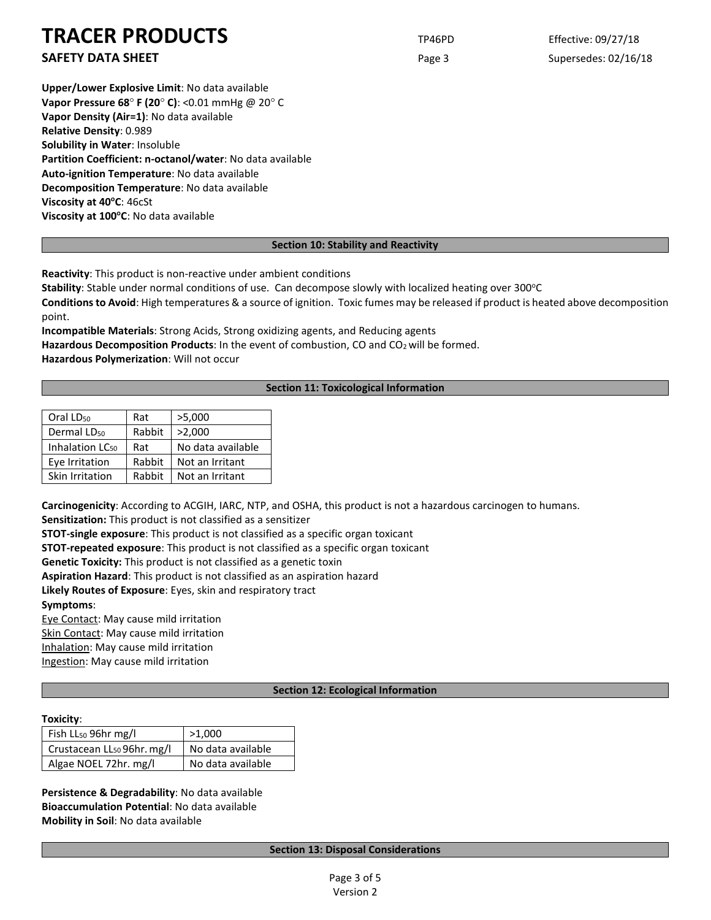**Upper/Lower Explosive Limit**: No data available
**Vapor Pressure 68° F (20° C)**: <0.01 mmHg @ 20° C
**Vapor Density (Air=1)**: No data available
**Relative Density**: 0.989
**Solubility in Water**: Insoluble
**Partition Coefficient: n-octanol/water**: No data available
**Auto-ignition Temperature**: No data available
**Decomposition Temperature**: No data available
**Viscosity at 40°C**: 46cSt
**Viscosity at 100°C**: No data available

## Section 10: Stability and Reactivity

**Reactivity**: This product is non-reactive under ambient conditions
**Stability**: Stable under normal conditions of use. Can decompose slowly with localized heating over 300°C
**Conditions to Avoid**: High temperatures & a source of ignition. Toxic fumes may be released if product is heated above decomposition point.
**Incompatible Materials**: Strong Acids, Strong oxidizing agents, and Reducing agents
**Hazardous Decomposition Products**: In the event of combustion, CO and $CO_2$ will be formed.
**Hazardous Polymerization**: Will not occur

## Section 11: Toxicological Information

| Oral $LD_{50}$ | Rat | >5,000 |
|---|---|---|
| Dermal $LD_{50}$ | Rabbit | >2,000 |
| Inhalation $LC_{50}$ | Rat | No data available |
| Eye Irritation | Rabbit | Not an Irritant |
| Skin Irritation | Rabbit | Not an Irritant |

**Carcinogenicity**: According to ACGIH, IARC, NTP, and OSHA, this product is not a hazardous carcinogen to humans.
**Sensitization:** This product is not classified as a sensitizer
**STOT-single exposure**: This product is not classified as a specific organ toxicant
**STOT-repeated exposure**: This product is not classified as a specific organ toxicant
**Genetic Toxicity:** This product is not classified as a genetic toxin
**Aspiration Hazard**: This product is not classified as an aspiration hazard
**Likely Routes of Exposure**: Eyes, skin and respiratory tract
**Symptoms**:
Eye Contact: May cause mild irritation
Skin Contact: May cause mild irritation
Inhalation: May cause mild irritation
Ingestion: May cause mild irritation

## Section 12: Ecological Information

**Toxicity**:

| Fish $LL_{50}$ 96hr mg/l | >1,000 |
|---|---|
| Crustacean $LL_{50}$ 96hr. mg/l | No data available |
| Algae NOEL 72hr. mg/l | No data available |

**Persistence & Degradability**: No data available
**Bioaccumulation Potential**: No data available
**Mobility in Soil**: No data available

## Section 13: Disposal Considerations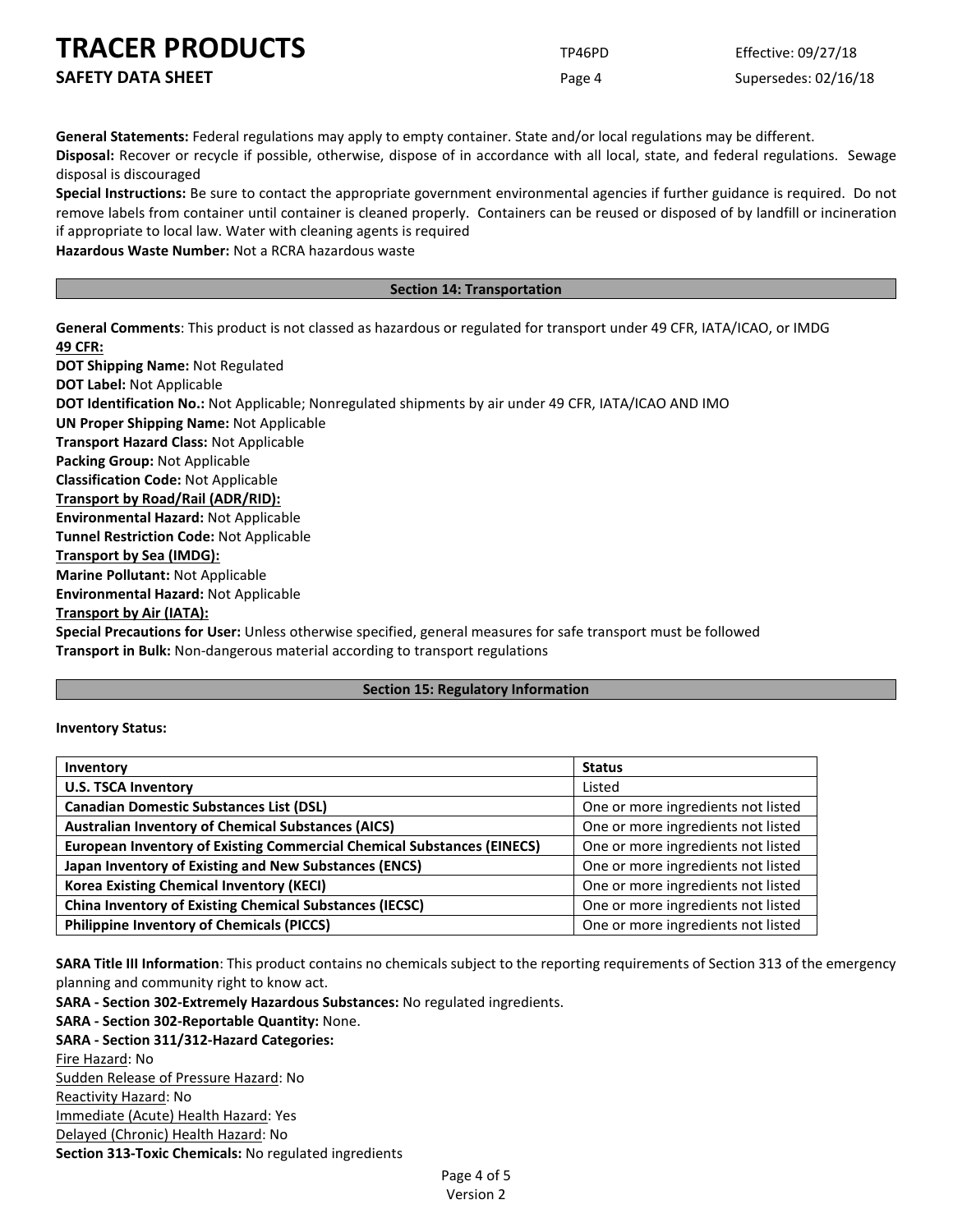**General Statements:** Federal regulations may apply to empty container. State and/or local regulations may be different.

**Disposal:** Recover or recycle if possible, otherwise, dispose of in accordance with all local, state, and federal regulations. Sewage disposal is discouraged

**Special Instructions:** Be sure to contact the appropriate government environmental agencies if further guidance is required. Do not remove labels from container until container is cleaned properly. Containers can be reused or disposed of by landfill or incineration if appropriate to local law. Water with cleaning agents is required

**Hazardous Waste Number:** Not a RCRA hazardous waste

## Section 14: Transportation

**General Comments**: This product is not classed as hazardous or regulated for transport under 49 CFR, IATA/ICAO, or IMDG

**49 CFR:**

**DOT Shipping Name:** Not Regulated
**DOT Label:** Not Applicable
**DOT Identification No.:** Not Applicable; Nonregulated shipments by air under 49 CFR, IATA/ICAO AND IMO
**UN Proper Shipping Name:** Not Applicable
**Transport Hazard Class:** Not Applicable
**Packing Group:** Not Applicable
**Classification Code:** Not Applicable

**Transport by Road/Rail (ADR/RID):**

**Environmental Hazard:** Not Applicable
**Tunnel Restriction Code:** Not Applicable

**Transport by Sea (IMDG):**

**Marine Pollutant:** Not Applicable
**Environmental Hazard:** Not Applicable

**Transport by Air (IATA):**

**Special Precautions for User:** Unless otherwise specified, general measures for safe transport must be followed
**Transport in Bulk:** Non-dangerous material according to transport regulations

## Section 15: Regulatory Information

**Inventory Status:**

| Inventory | Status |
|---|---|
| **U.S. TSCA Inventory** | Listed |
| **Canadian Domestic Substances List (DSL)** | One or more ingredients not listed |
| **Australian Inventory of Chemical Substances (AICS)** | One or more ingredients not listed |
| **European Inventory of Existing Commercial Chemical Substances (EINECS)** | One or more ingredients not listed |
| **Japan Inventory of Existing and New Substances (ENCS)** | One or more ingredients not listed |
| **Korea Existing Chemical Inventory (KECI)** | One or more ingredients not listed |
| **China Inventory of Existing Chemical Substances (IECSC)** | One or more ingredients not listed |
| **Philippine Inventory of Chemicals (PICCS)** | One or more ingredients not listed |

**SARA Title III Information**: This product contains no chemicals subject to the reporting requirements of Section 313 of the emergency planning and community right to know act.

**SARA - Section 302-Extremely Hazardous Substances:** No regulated ingredients.
**SARA - Section 302-Reportable Quantity:** None.
**SARA - Section 311/312-Hazard Categories:**
Fire Hazard: No
Sudden Release of Pressure Hazard: No
Reactivity Hazard: No
Immediate (Acute) Health Hazard: Yes
Delayed (Chronic) Health Hazard: No
**Section 313-Toxic Chemicals:** No regulated ingredients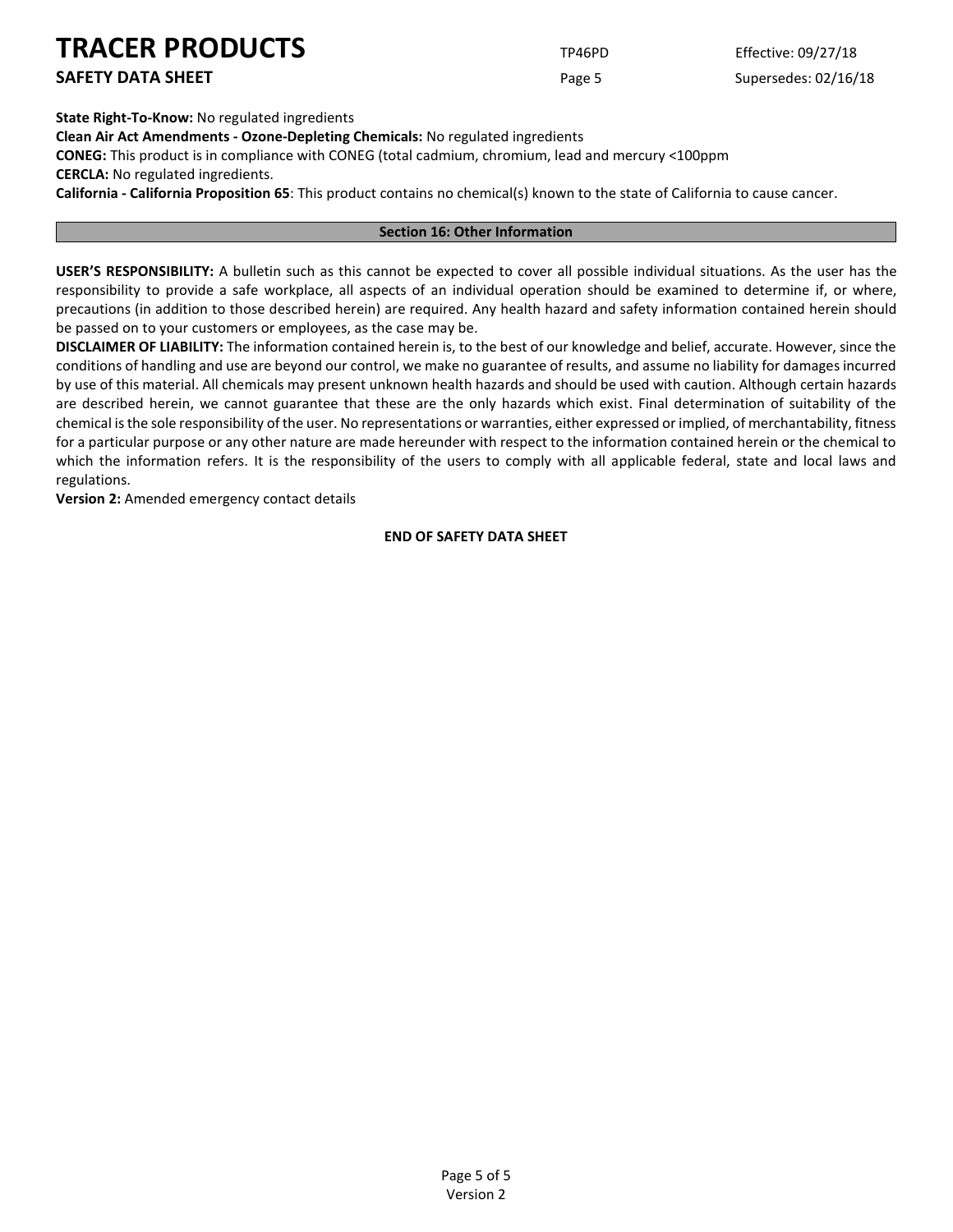**State Right-To-Know:** No regulated ingredients
**Clean Air Act Amendments - Ozone-Depleting Chemicals:** No regulated ingredients
**CONEG:** This product is in compliance with CONEG (total cadmium, chromium, lead and mercury <100ppm
**CERCLA:** No regulated ingredients.
**California - California Proposition 65**: This product contains no chemical(s) known to the state of California to cause cancer.

## Section 16: Other Information

**USER'S RESPONSIBILITY:** A bulletin such as this cannot be expected to cover all possible individual situations. As the user has the responsibility to provide a safe workplace, all aspects of an individual operation should be examined to determine if, or where, precautions (in addition to those described herein) are required. Any health hazard and safety information contained herein should be passed on to your customers or employees, as the case may be.
**DISCLAIMER OF LIABILITY:** The information contained herein is, to the best of our knowledge and belief, accurate. However, since the conditions of handling and use are beyond our control, we make no guarantee of results, and assume no liability for damages incurred by use of this material. All chemicals may present unknown health hazards and should be used with caution. Although certain hazards are described herein, we cannot guarantee that these are the only hazards which exist. Final determination of suitability of the chemical is the sole responsibility of the user. No representations or warranties, either expressed or implied, of merchantability, fitness for a particular purpose or any other nature are made hereunder with respect to the information contained herein or the chemical to which the information refers. It is the responsibility of the users to comply with all applicable federal, state and local laws and regulations.
**Version 2:** Amended emergency contact details

**END OF SAFETY DATA SHEET**